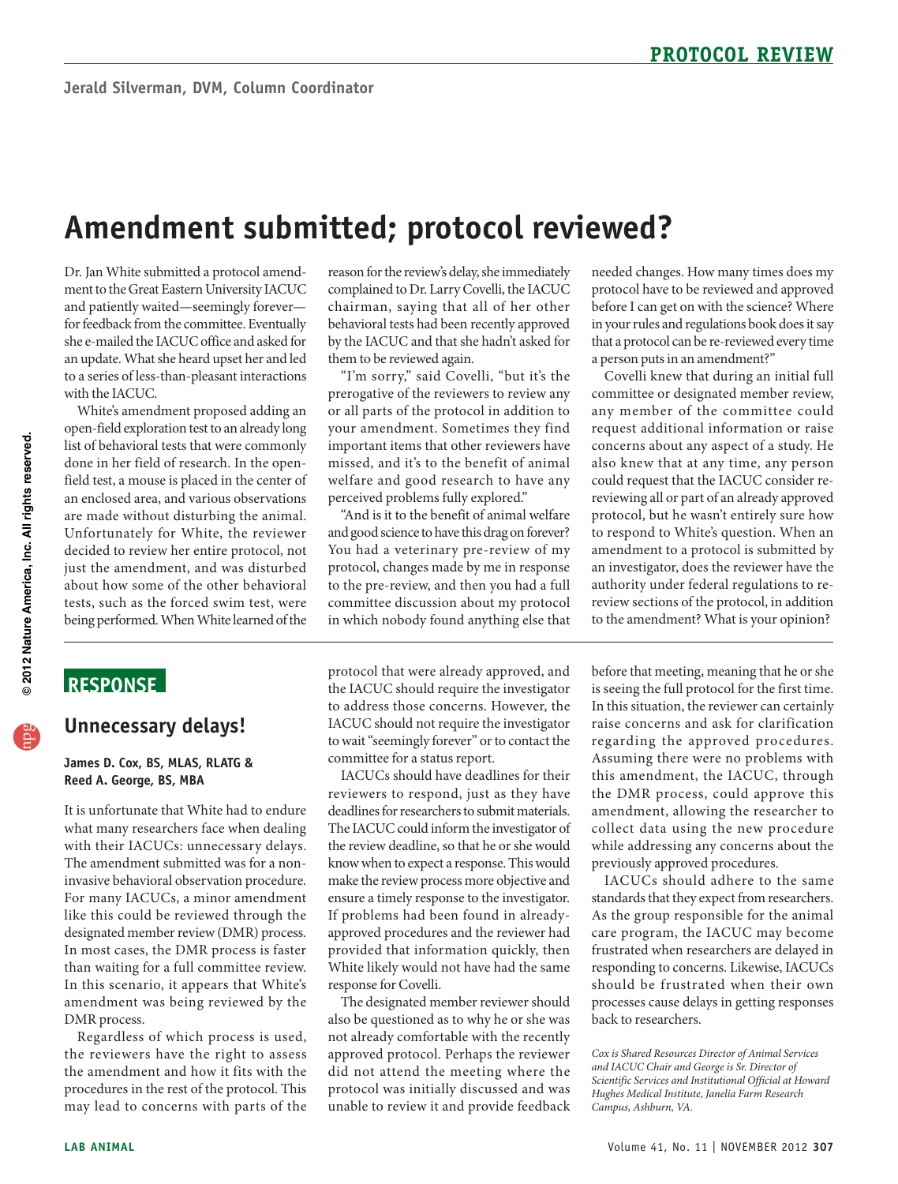# Amendment submitted; protocol reviewed?

Jerald Silverman, DVM, Column Coordinator

Dr. Jan White submitted a protocol amendment to the Great Eastern University IACUC and patiently waited—seemingly forever—for feedback from the committee. Eventually she e-mailed the IACUC office and asked for an update. What she heard upset her and led to a series of less-than-pleasant interactions with the IACUC.

White's amendment proposed adding an open-field exploration test to an already long list of behavioral tests that were commonly done in her field of research. In the open-field test, a mouse is placed in the center of an enclosed area, and various observations are made without disturbing the animal. Unfortunately for White, the reviewer decided to review her entire protocol, not just the amendment, and was disturbed about how some of the other behavioral tests, such as the forced swim test, were being performed. When White learned of the reason for the review's delay, she immediately complained to Dr. Larry Covelli, the IACUC chairman, saying that all of her other behavioral tests had been recently approved by the IACUC and that she hadn't asked for them to be reviewed again.

"I'm sorry," said Covelli, "but it's the prerogative of the reviewers to review any or all parts of the protocol in addition to your amendment. Sometimes they find important items that other reviewers have missed, and it's to the benefit of animal welfare and good research to have any perceived problems fully explored."

"And is it to the benefit of animal welfare and good science to have this drag on forever? You had a veterinary pre-review of my protocol, changes made by me in response to the pre-review, and then you had a full committee discussion about my protocol in which nobody found anything else that needed changes. How many times does my protocol have to be reviewed and approved before I can get on with the science? Where in your rules and regulations book does it say that a protocol can be re-reviewed every time a person puts in an amendment?"

Covelli knew that during an initial full committee or designated member review, any member of the committee could request additional information or raise concerns about any aspect of a study. He also knew that at any time, any person could request that the IACUC consider re-reviewing all or part of an already approved protocol, but he wasn't entirely sure how to respond to White's question. When an amendment to a protocol is submitted by an investigator, does the reviewer have the authority under federal regulations to re-review sections of the protocol, in addition to the amendment? What is your opinion?

## RESPONSE

### Unnecessary delays!

**James D. Cox, BS, MLAS, RLATG & Reed A. George, BS, MBA**

It is unfortunate that White had to endure what many researchers face when dealing with their IACUCs: unnecessary delays. The amendment submitted was for a non-invasive behavioral observation procedure. For many IACUCs, a minor amendment like this could be reviewed through the designated member review (DMR) process. In most cases, the DMR process is faster than waiting for a full committee review. In this scenario, it appears that White's amendment was being reviewed by the DMR process.

Regardless of which process is used, the reviewers have the right to assess the amendment and how it fits with the procedures in the rest of the protocol. This may lead to concerns with parts of the protocol that were already approved, and the IACUC should require the investigator to address those concerns. However, the IACUC should not require the investigator to wait "seemingly forever" or to contact the committee for a status report.

IACUCs should have deadlines for their reviewers to respond, just as they have deadlines for researchers to submit materials. The IACUC could inform the investigator of the review deadline, so that he or she would know when to expect a response. This would make the review process more objective and ensure a timely response to the investigator. If problems had been found in already-approved procedures and the reviewer had provided that information quickly, then White likely would not have had the same response for Covelli.

The designated member reviewer should also be questioned as to why he or she was not already comfortable with the recently approved protocol. Perhaps the reviewer did not attend the meeting where the protocol was initially discussed and was unable to review it and provide feedback before that meeting, meaning that he or she is seeing the full protocol for the first time. In this situation, the reviewer can certainly raise concerns and ask for clarification regarding the approved procedures. Assuming there were no problems with this amendment, the IACUC, through the DMR process, could approve this amendment, allowing the researcher to collect data using the new procedure while addressing any concerns about the previously approved procedures.

IACUCs should adhere to the same standards that they expect from researchers. As the group responsible for the animal care program, the IACUC may become frustrated when researchers are delayed in responding to concerns. Likewise, IACUCs should be frustrated when their own processes cause delays in getting responses back to researchers.

*Cox is Shared Resources Director of Animal Services and IACUC Chair and George is Sr. Director of Scientific Services and Institutional Official at Howard Hughes Medical Institute, Janelia Farm Research Campus, Ashburn, VA.*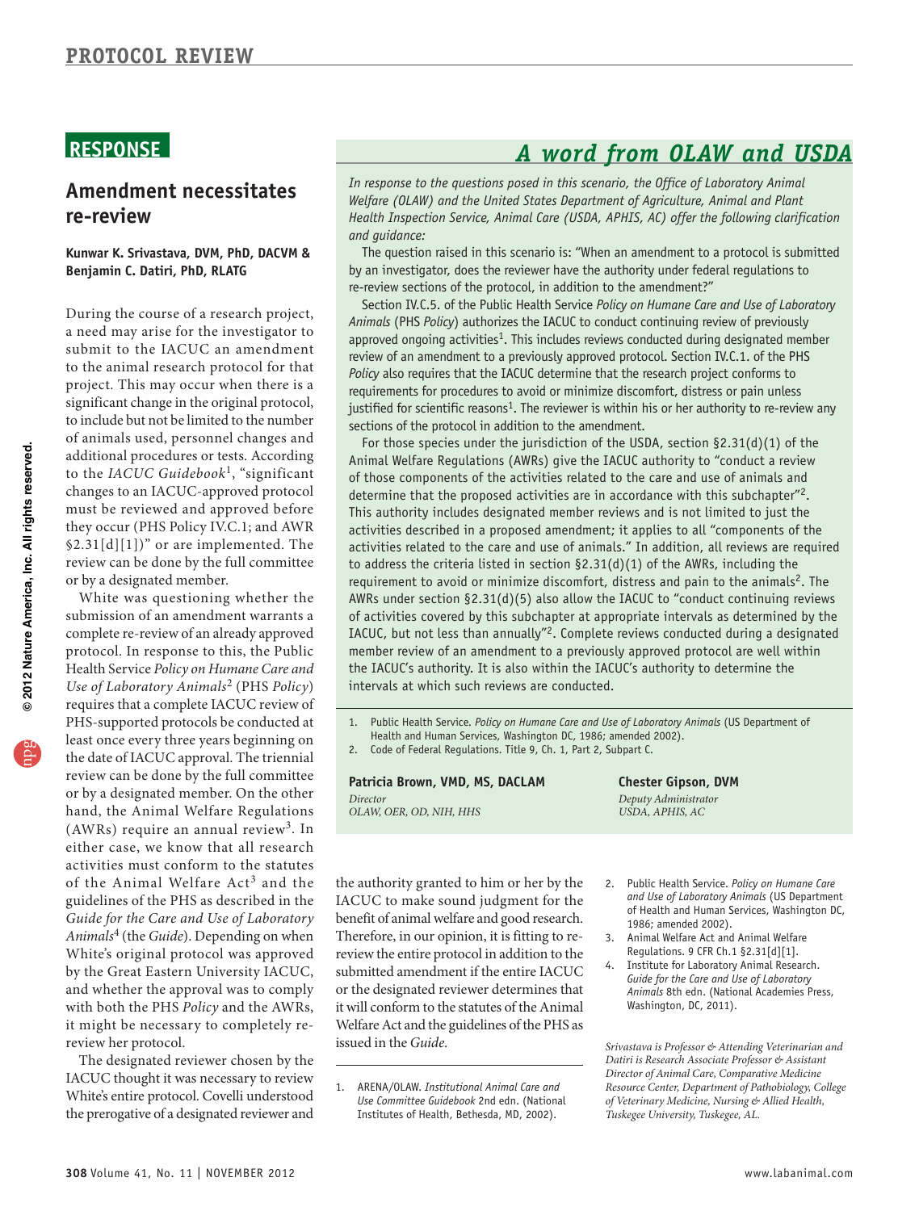## RESPONSE

### Amendment necessitates re-review

**Kunwar K. Srivastava, DVM, PhD, DACVM & Benjamin C. Datiri, PhD, RLATG**

During the course of a research project, a need may arise for the investigator to submit to the IACUC an amendment to the animal research protocol for that project. This may occur when there is a significant change in the original protocol, to include but not be limited to the number of animals used, personnel changes and additional procedures or tests. According to the *IACUC Guidebook*[1], "significant changes to an IACUC-approved protocol must be reviewed and approved before they occur (PHS Policy IV.C.1; and AWR §2.31[d][1])" or are implemented. The review can be done by the full committee or by a designated member.

White was questioning whether the submission of an amendment warrants a complete re-review of an already approved protocol. In response to this, the Public Health Service *Policy on Humane Care and Use of Laboratory Animals*[2] (PHS *Policy*) requires that a complete IACUC review of PHS-supported protocols be conducted at least once every three years beginning on the date of IACUC approval. The triennial review can be done by the full committee or by a designated member. On the other hand, the Animal Welfare Regulations (AWRs) require an annual review[3]. In either case, we know that all research activities must conform to the statutes of the Animal Welfare Act[3] and the guidelines of the PHS as described in the *Guide for the Care and Use of Laboratory Animals*[4] (the *Guide*). Depending on when White's original protocol was approved by the Great Eastern University IACUC, and whether the approval was to comply with both the PHS *Policy* and the AWRs, it might be necessary to completely re-review her protocol.

The designated reviewer chosen by the IACUC thought it was necessary to review White's entire protocol. Covelli understood the prerogative of a designated reviewer and the authority granted to him or her by the IACUC to make sound judgment for the benefit of animal welfare and good research. Therefore, in our opinion, it is fitting to re-review the entire protocol in addition to the submitted amendment if the entire IACUC or the designated reviewer determines that it will conform to the statutes of the Animal Welfare Act and the guidelines of the PHS as issued in the *Guide*.

1. ARENA/OLAW. *Institutional Animal Care and Use Committee Guidebook* 2nd edn. (National Institutes of Health, Bethesda, MD, 2002).
2. Public Health Service. *Policy on Humane Care and Use of Laboratory Animals* (US Department of Health and Human Services, Washington DC, 1986; amended 2002).
3. Animal Welfare Act and Animal Welfare Regulations. 9 CFR Ch.1 §2.31[d][1].
4. Institute for Laboratory Animal Research. *Guide for the Care and Use of Laboratory Animals* 8th edn. (National Academies Press, Washington, DC, 2011).

*Srivastava is Professor & Attending Veterinarian and Datiri is Research Associate Professor & Assistant Director of Animal Care, Comparative Medicine Resource Center, Department of Pathobiology, College of Veterinary Medicine, Nursing & Allied Health, Tuskegee University, Tuskegee, AL.*

## A word from OLAW and USDA

*In response to the questions posed in this scenario, the Office of Laboratory Animal Welfare (OLAW) and the United States Department of Agriculture, Animal and Plant Health Inspection Service, Animal Care (USDA, APHIS, AC) offer the following clarification and guidance:*

The question raised in this scenario is: "When an amendment to a protocol is submitted by an investigator, does the reviewer have the authority under federal regulations to re-review sections of the protocol, in addition to the amendment?"

Section IV.C.5. of the Public Health Service *Policy on Humane Care and Use of Laboratory Animals* (PHS *Policy*) authorizes the IACUC to conduct continuing review of previously approved ongoing activities[1]. This includes reviews conducted during designated member review of an amendment to a previously approved protocol. Section IV.C.1. of the PHS *Policy* also requires that the IACUC determine that the research project conforms to requirements for procedures to avoid or minimize discomfort, distress or pain unless justified for scientific reasons[1]. The reviewer is within his or her authority to re-review any sections of the protocol in addition to the amendment.

For those species under the jurisdiction of the USDA, section §2.31(d)(1) of the Animal Welfare Regulations (AWRs) give the IACUC authority to "conduct a review of those components of the activities related to the care and use of animals and determine that the proposed activities are in accordance with this subchapter"[2]. This authority includes designated member reviews and is not limited to just the activities described in a proposed amendment; it applies to all "components of the activities related to the care and use of animals." In addition, all reviews are required to address the criteria listed in section §2.31(d)(1) of the AWRs, including the requirement to avoid or minimize discomfort, distress and pain to the animals[2]. The AWRs under section §2.31(d)(5) also allow the IACUC to "conduct continuing reviews of activities covered by this subchapter at appropriate intervals as determined by the IACUC, but not less than annually"[2]. Complete reviews conducted during a designated member review of an amendment to a previously approved protocol are well within the IACUC's authority. It is also within the IACUC's authority to determine the intervals at which such reviews are conducted.

1. Public Health Service. *Policy on Humane Care and Use of Laboratory Animals* (US Department of Health and Human Services, Washington DC, 1986; amended 2002).
2. Code of Federal Regulations. Title 9, Ch. 1, Part 2, Subpart C.

**Patricia Brown, VMD, MS, DACLAM**
*Director*
*OLAW, OER, OD, NIH, HHS*

**Chester Gipson, DVM**
*Deputy Administrator*
*USDA, APHIS, AC*